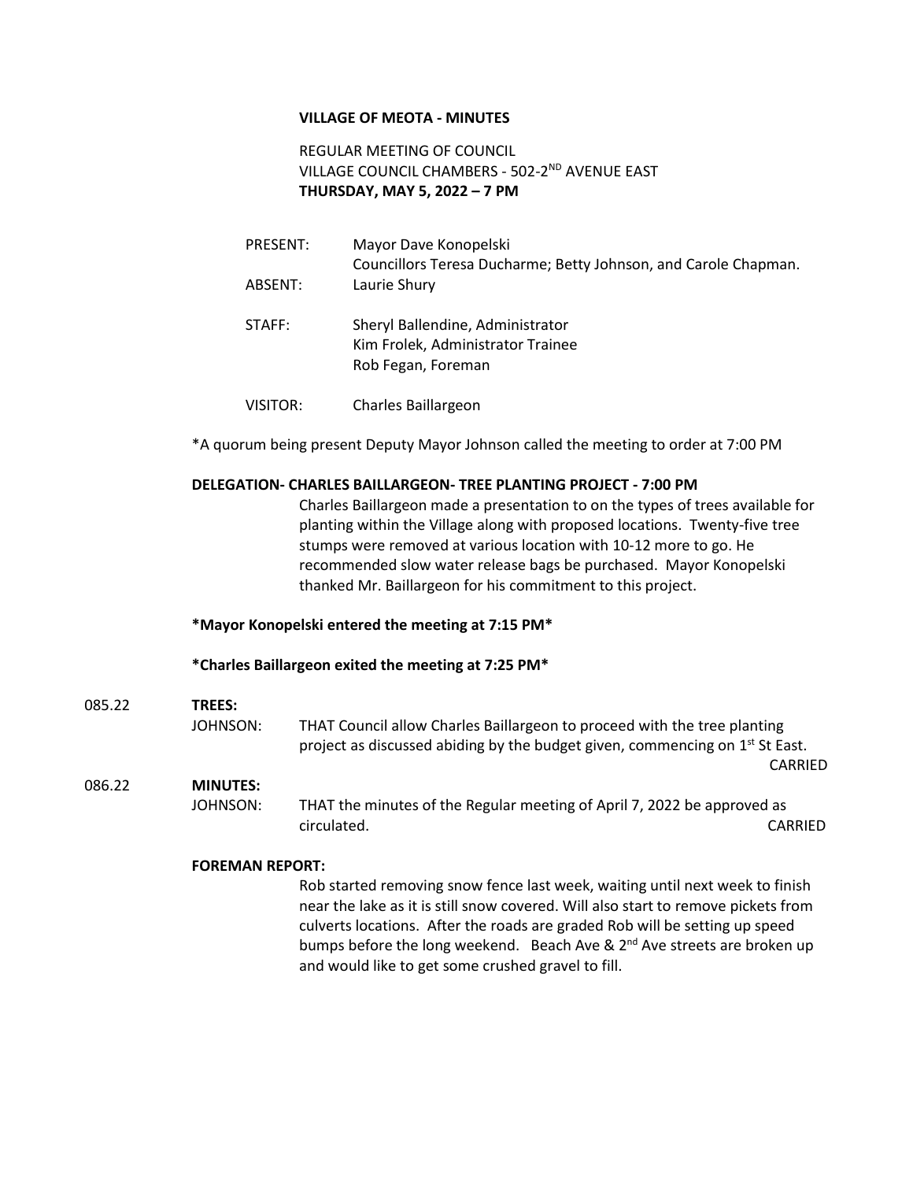**VILLAGE OF MEOTA - MINUTES**

REGULAR MEETING OF COUNCIL
VILLAGE COUNCIL CHAMBERS - 502-2ND AVENUE EAST
**THURSDAY, MAY 5, 2022 – 7 PM**

PRESENT: Mayor Dave Konopelski
Councillors Teresa Ducharme; Betty Johnson, and Carole Chapman.

ABSENT: Laurie Shury

STAFF: Sheryl Ballendine, Administrator
Kim Frolek, Administrator Trainee
Rob Fegan, Foreman

VISITOR: Charles Baillargeon

*A quorum being present Deputy Mayor Johnson called the meeting to order at 7:00 PM

**DELEGATION- CHARLES BAILLARGEON- TREE PLANTING PROJECT - 7:00 PM**

Charles Baillargeon made a presentation to on the types of trees available for planting within the Village along with proposed locations. Twenty-five tree stumps were removed at various location with 10-12 more to go. He recommended slow water release bags be purchased. Mayor Konopelski thanked Mr. Baillargeon for his commitment to this project.

**\*Mayor Konopelski entered the meeting at 7:15 PM\***

**\*Charles Baillargeon exited the meeting at 7:25 PM\***

085.22 **TREES:**

JOHNSON: THAT Council allow Charles Baillargeon to proceed with the tree planting project as discussed abiding by the budget given, commencing on 1st St East.
CARRIED

086.22 **MINUTES:**

JOHNSON: THAT the minutes of the Regular meeting of April 7, 2022 be approved as circulated. CARRIED

**FOREMAN REPORT:**

Rob started removing snow fence last week, waiting until next week to finish near the lake as it is still snow covered. Will also start to remove pickets from culverts locations. After the roads are graded Rob will be setting up speed bumps before the long weekend. Beach Ave & 2nd Ave streets are broken up and would like to get some crushed gravel to fill.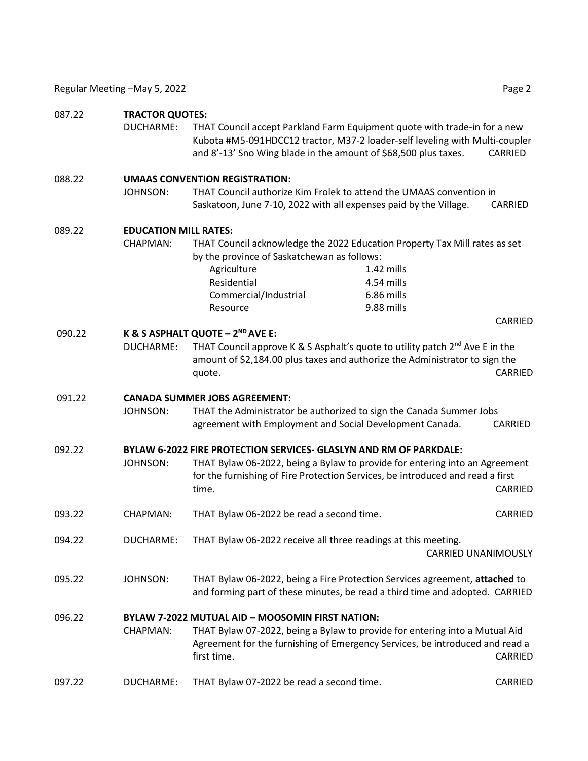087.22 **TRACTOR QUOTES:**

DUCHARME: THAT Council accept Parkland Farm Equipment quote with trade-in for a new Kubota #M5-091HDCC12 tractor, M37-2 loader-self leveling with Multi-coupler and 8'-13' Sno Wing blade in the amount of $68,500 plus taxes. CARRIED

088.22 **UMAAS CONVENTION REGISTRATION:**

JOHNSON: THAT Council authorize Kim Frolek to attend the UMAAS convention in Saskatoon, June 7-10, 2022 with all expenses paid by the Village. CARRIED

089.22 **EDUCATION MILL RATES:**

CHAPMAN: THAT Council acknowledge the 2022 Education Property Tax Mill rates as set by the province of Saskatchewan as follows:

| | |
|---|---|
| Agriculture | 1.42 mills |
| Residential | 4.54 mills |
| Commercial/Industrial | 6.86 mills |
| Resource | 9.88 mills |

CARRIED

090.22 **K & S ASPHALT QUOTE – 2ND AVE E:**

DUCHARME: THAT Council approve K & S Asphalt's quote to utility patch 2nd Ave E in the amount of $2,184.00 plus taxes and authorize the Administrator to sign the quote. CARRIED

091.22 **CANADA SUMMER JOBS AGREEMENT:**

JOHNSON: THAT the Administrator be authorized to sign the Canada Summer Jobs agreement with Employment and Social Development Canada. CARRIED

092.22 **BYLAW 6-2022 FIRE PROTECTION SERVICES- GLASLYN AND RM OF PARKDALE:**

JOHNSON: THAT Bylaw 06-2022, being a Bylaw to provide for entering into an Agreement for the furnishing of Fire Protection Services, be introduced and read a first time. CARRIED

093.22 CHAPMAN: THAT Bylaw 06-2022 be read a second time. CARRIED

094.22 DUCHARME: THAT Bylaw 06-2022 receive all three readings at this meeting. CARRIED UNANIMOUSLY

095.22 JOHNSON: THAT Bylaw 06-2022, being a Fire Protection Services agreement, **attached** to and forming part of these minutes, be read a third time and adopted. CARRIED

096.22 **BYLAW 7-2022 MUTUAL AID – MOOSOMIN FIRST NATION:**

CHAPMAN: THAT Bylaw 07-2022, being a Bylaw to provide for entering into a Mutual Aid Agreement for the furnishing of Emergency Services, be introduced and read a first time. CARRIED

097.22 DUCHARME: THAT Bylaw 07-2022 be read a second time. CARRIED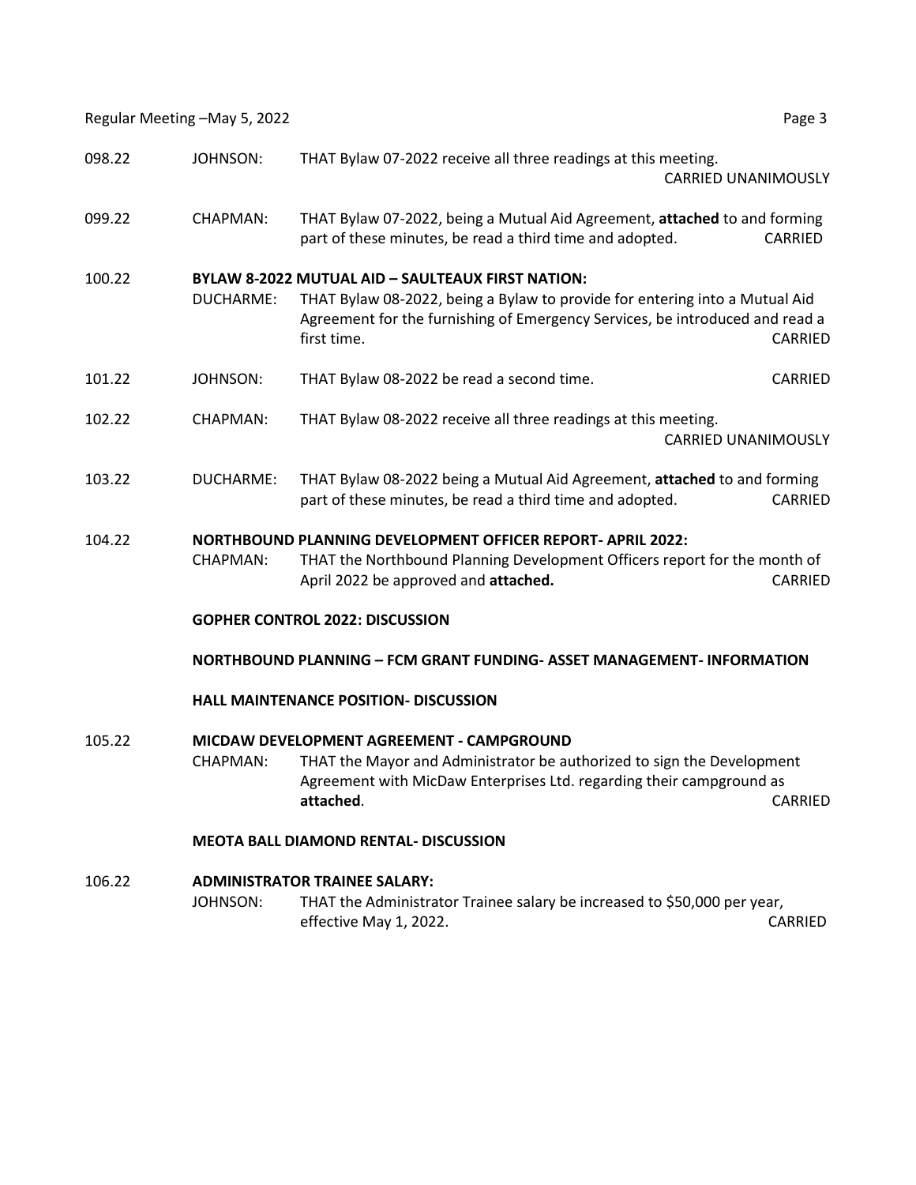098.22 JOHNSON: THAT Bylaw 07-2022 receive all three readings at this meeting. CARRIED UNANIMOUSLY

099.22 CHAPMAN: THAT Bylaw 07-2022, being a Mutual Aid Agreement, **attached** to and forming part of these minutes, be read a third time and adopted. CARRIED

100.22 **BYLAW 8-2022 MUTUAL AID – SAULTEAUX FIRST NATION:**

DUCHARME: THAT Bylaw 08-2022, being a Bylaw to provide for entering into a Mutual Aid Agreement for the furnishing of Emergency Services, be introduced and read a first time. CARRIED

101.22 JOHNSON: THAT Bylaw 08-2022 be read a second time. CARRIED

102.22 CHAPMAN: THAT Bylaw 08-2022 receive all three readings at this meeting. CARRIED UNANIMOUSLY

103.22 DUCHARME: THAT Bylaw 08-2022 being a Mutual Aid Agreement, **attached** to and forming part of these minutes, be read a third time and adopted. CARRIED

104.22 **NORTHBOUND PLANNING DEVELOPMENT OFFICER REPORT- APRIL 2022:**

CHAPMAN: THAT the Northbound Planning Development Officers report for the month of April 2022 be approved and **attached.** CARRIED

**GOPHER CONTROL 2022: DISCUSSION**

**NORTHBOUND PLANNING – FCM GRANT FUNDING- ASSET MANAGEMENT- INFORMATION**

**HALL MAINTENANCE POSITION- DISCUSSION**

105.22 **MICDAW DEVELOPMENT AGREEMENT - CAMPGROUND**

CHAPMAN: THAT the Mayor and Administrator be authorized to sign the Development Agreement with MicDaw Enterprises Ltd. regarding their campground as **attached**. CARRIED

**MEOTA BALL DIAMOND RENTAL- DISCUSSION**

106.22 **ADMINISTRATOR TRAINEE SALARY:**

JOHNSON: THAT the Administrator Trainee salary be increased to $50,000 per year, effective May 1, 2022. CARRIED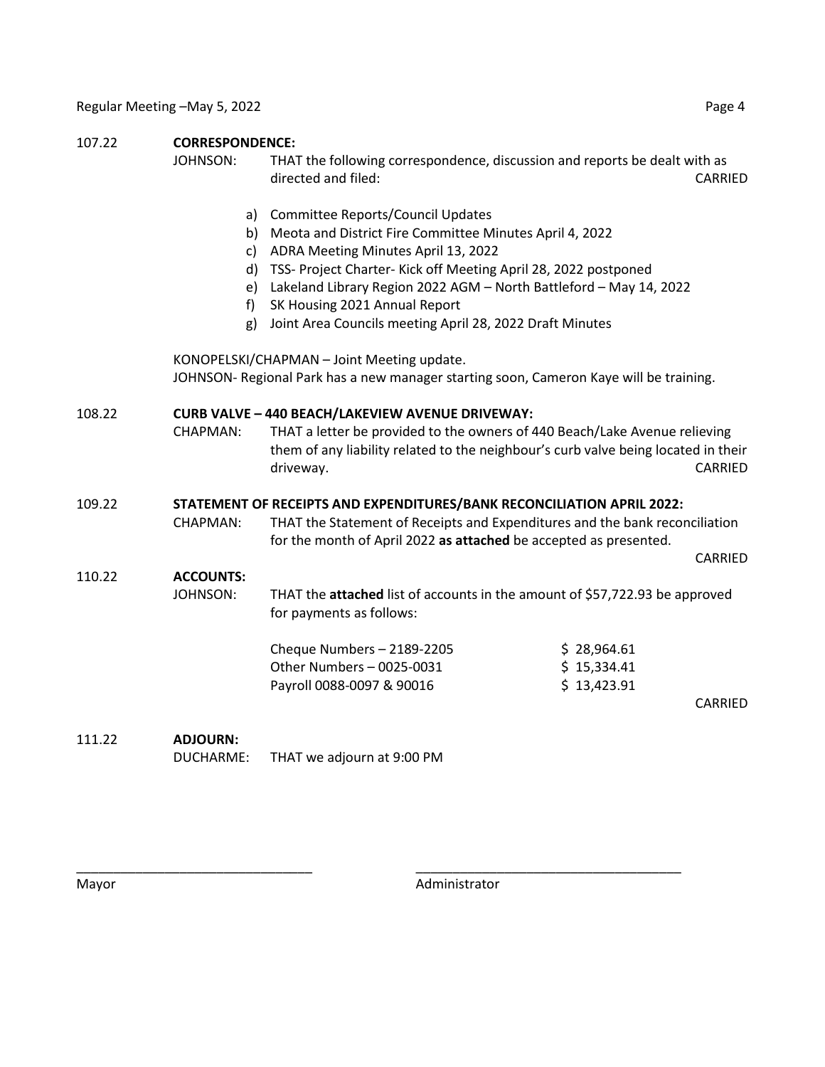107.22 **CORRESPONDENCE:**

JOHNSON: THAT the following correspondence, discussion and reports be dealt with as directed and filed: CARRIED

a) Committee Reports/Council Updates
b) Meota and District Fire Committee Minutes April 4, 2022
c) ADRA Meeting Minutes April 13, 2022
d) TSS- Project Charter- Kick off Meeting April 28, 2022 postponed
e) Lakeland Library Region 2022 AGM – North Battleford – May 14, 2022
f) SK Housing 2021 Annual Report
g) Joint Area Councils meeting April 28, 2022 Draft Minutes

KONOPELSKI/CHAPMAN – Joint Meeting update.
JOHNSON- Regional Park has a new manager starting soon, Cameron Kaye will be training.

108.22 **CURB VALVE – 440 BEACH/LAKEVIEW AVENUE DRIVEWAY:**

CHAPMAN: THAT a letter be provided to the owners of 440 Beach/Lake Avenue relieving them of any liability related to the neighbour's curb valve being located in their driveway. CARRIED

109.22 **STATEMENT OF RECEIPTS AND EXPENDITURES/BANK RECONCILIATION APRIL 2022:**

CHAPMAN: THAT the Statement of Receipts and Expenditures and the bank reconciliation for the month of April 2022 **as attached** be accepted as presented. CARRIED

110.22 **ACCOUNTS:**

JOHNSON: THAT the **attached** list of accounts in the amount of $57,722.93 be approved for payments as follows:

| | |
|---|---|
| Cheque Numbers – 2189-2205 | $ 28,964.61 |
| Other Numbers – 0025-0031 | $ 15,334.41 |
| Payroll 0088-0097 & 90016 | $ 13,423.91 |

CARRIED

111.22 **ADJOURN:**

DUCHARME: THAT we adjourn at 9:00 PM

\_\_\_\_\_\_\_\_\_\_\_\_\_\_\_\_\_\_\_\_\_\_\_\_\_\_\_\_\_\_ \_\_\_\_\_\_\_\_\_\_\_\_\_\_\_\_\_\_\_\_\_\_\_\_\_\_\_\_\_\_

Mayor Administrator